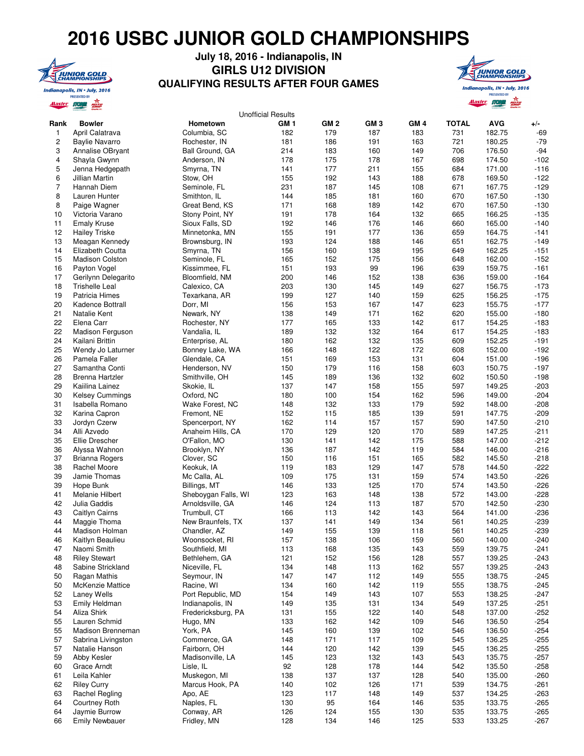# 2016 USBC JUNIOR GOLD CHAMPIONSHIPS

**July 18, 2016 - Indianapolis, IN**

**GIRLS U12 DIVISION**

**QUALIFYING RESULTS AFTER FOUR GAMES**

Unofficial Results

| Rank | Bowler | Hometown | GM 1 | GM 2 | GM 3 | GM 4 | TOTAL | AVG | +/- |
|---|---|---|---|---|---|---|---|---|---|
| 1 | April Calatrava | Columbia, SC | 182 | 179 | 187 | 183 | 731 | 182.75 | -69 |
| 2 | Baylie Navarro | Rochester, IN | 181 | 186 | 191 | 163 | 721 | 180.25 | -79 |
| 3 | Annalise OBryant | Ball Ground, GA | 214 | 183 | 160 | 149 | 706 | 176.50 | -94 |
| 4 | Shayla Gwynn | Anderson, IN | 178 | 175 | 178 | 167 | 698 | 174.50 | -102 |
| 5 | Jenna Hedgepath | Smyrna, TN | 141 | 177 | 211 | 155 | 684 | 171.00 | -116 |
| 6 | Jillian Martin | Stow, OH | 155 | 192 | 143 | 188 | 678 | 169.50 | -122 |
| 7 | Hannah Diem | Seminole, FL | 231 | 187 | 145 | 108 | 671 | 167.75 | -129 |
| 8 | Lauren Hunter | Smithton, IL | 144 | 185 | 181 | 160 | 670 | 167.50 | -130 |
| 8 | Paige Wagner | Great Bend, KS | 171 | 168 | 189 | 142 | 670 | 167.50 | -130 |
| 10 | Victoria Varano | Stony Point, NY | 191 | 178 | 164 | 132 | 665 | 166.25 | -135 |
| 11 | Emaly Kruse | Sioux Falls, SD | 192 | 146 | 176 | 146 | 660 | 165.00 | -140 |
| 12 | Hailey Triske | Minnetonka, MN | 155 | 191 | 177 | 136 | 659 | 164.75 | -141 |
| 13 | Meagan Kennedy | Brownsburg, IN | 193 | 124 | 188 | 146 | 651 | 162.75 | -149 |
| 14 | Elizabeth Coutta | Smyrna, TN | 156 | 160 | 138 | 195 | 649 | 162.25 | -151 |
| 15 | Madison Colston | Seminole, FL | 165 | 152 | 175 | 156 | 648 | 162.00 | -152 |
| 16 | Payton Vogel | Kissimmee, FL | 151 | 193 | 99 | 196 | 639 | 159.75 | -161 |
| 17 | Gerilynn Delegarito | Bloomfield, NM | 200 | 146 | 152 | 138 | 636 | 159.00 | -164 |
| 18 | Trishelle Leal | Calexico, CA | 203 | 130 | 145 | 149 | 627 | 156.75 | -173 |
| 19 | Patricia Himes | Texarkana, AR | 199 | 127 | 140 | 159 | 625 | 156.25 | -175 |
| 20 | Kadence Bottrall | Dorr, MI | 156 | 153 | 167 | 147 | 623 | 155.75 | -177 |
| 21 | Natalie Kent | Newark, NY | 138 | 149 | 171 | 162 | 620 | 155.00 | -180 |
| 22 | Elena Carr | Rochester, NY | 177 | 165 | 133 | 142 | 617 | 154.25 | -183 |
| 22 | Madison Ferguson | Vandalia, IL | 189 | 132 | 132 | 164 | 617 | 154.25 | -183 |
| 24 | Kailani Brittin | Enterprise, AL | 180 | 162 | 132 | 135 | 609 | 152.25 | -191 |
| 25 | Wendy Jo Laturner | Bonney Lake, WA | 166 | 148 | 122 | 172 | 608 | 152.00 | -192 |
| 26 | Pamela Faller | Glendale, CA | 151 | 169 | 153 | 131 | 604 | 151.00 | -196 |
| 27 | Samantha Conti | Henderson, NV | 150 | 179 | 116 | 158 | 603 | 150.75 | -197 |
| 28 | Brenna Hartzler | Smithville, OH | 145 | 189 | 136 | 132 | 602 | 150.50 | -198 |
| 29 | Kaiilina Lainez | Skokie, IL | 137 | 147 | 158 | 155 | 597 | 149.25 | -203 |
| 30 | Kelsey Cummings | Oxford, NC | 180 | 100 | 154 | 162 | 596 | 149.00 | -204 |
| 31 | Isabella Romano | Wake Forest, NC | 148 | 132 | 133 | 179 | 592 | 148.00 | -208 |
| 32 | Karina Capron | Fremont, NE | 152 | 115 | 185 | 139 | 591 | 147.75 | -209 |
| 33 | Jordyn Czerw | Spencerport, NY | 162 | 114 | 157 | 157 | 590 | 147.50 | -210 |
| 34 | Alli Azvedo | Anaheim Hills, CA | 170 | 129 | 120 | 170 | 589 | 147.25 | -211 |
| 35 | Ellie Drescher | O'Fallon, MO | 130 | 141 | 142 | 175 | 588 | 147.00 | -212 |
| 36 | Alyssa Wahnon | Brooklyn, NY | 136 | 187 | 142 | 119 | 584 | 146.00 | -216 |
| 37 | Brianna Rogers | Clover, SC | 150 | 116 | 151 | 165 | 582 | 145.50 | -218 |
| 38 | Rachel Moore | Keokuk, IA | 119 | 183 | 129 | 147 | 578 | 144.50 | -222 |
| 39 | Jamie Thomas | Mc Calla, AL | 109 | 175 | 131 | 159 | 574 | 143.50 | -226 |
| 39 | Hope Bunk | Billings, MT | 146 | 133 | 125 | 170 | 574 | 143.50 | -226 |
| 41 | Melanie Hilbert | Sheboygan Falls, WI | 123 | 163 | 148 | 138 | 572 | 143.00 | -228 |
| 42 | Julia Gaddis | Arnoldsville, GA | 146 | 124 | 113 | 187 | 570 | 142.50 | -230 |
| 43 | Caitlyn Cairns | Trumbull, CT | 166 | 113 | 142 | 143 | 564 | 141.00 | -236 |
| 44 | Maggie Thoma | New Braunfels, TX | 137 | 141 | 149 | 134 | 561 | 140.25 | -239 |
| 44 | Madison Holman | Chandler, AZ | 149 | 155 | 139 | 118 | 561 | 140.25 | -239 |
| 46 | Kaitlyn Beaulieu | Woonsocket, RI | 157 | 138 | 106 | 159 | 560 | 140.00 | -240 |
| 47 | Naomi Smith | Southfield, MI | 113 | 168 | 135 | 143 | 559 | 139.75 | -241 |
| 48 | Riley Stewart | Bethlehem, GA | 121 | 152 | 156 | 128 | 557 | 139.25 | -243 |
| 48 | Sabine Strickland | Niceville, FL | 134 | 148 | 113 | 162 | 557 | 139.25 | -243 |
| 50 | Ragan Mathis | Seymour, IN | 147 | 147 | 112 | 149 | 555 | 138.75 | -245 |
| 50 | McKenzie Mattice | Racine, WI | 134 | 160 | 142 | 119 | 555 | 138.75 | -245 |
| 52 | Laney Wells | Port Republic, MD | 154 | 149 | 143 | 107 | 553 | 138.25 | -247 |
| 53 | Emily Heldman | Indianapolis, IN | 149 | 135 | 131 | 134 | 549 | 137.25 | -251 |
| 54 | Aliza Shirk | Fredericksburg, PA | 131 | 155 | 122 | 140 | 548 | 137.00 | -252 |
| 55 | Lauren Schmid | Hugo, MN | 133 | 162 | 142 | 109 | 546 | 136.50 | -254 |
| 55 | Madison Brenneman | York, PA | 145 | 160 | 139 | 102 | 546 | 136.50 | -254 |
| 57 | Sabrina Livingston | Commerce, GA | 148 | 171 | 117 | 109 | 545 | 136.25 | -255 |
| 57 | Natalie Hanson | Fairborn, OH | 144 | 120 | 142 | 139 | 545 | 136.25 | -255 |
| 59 | Abby Kesler | Madisonville, LA | 145 | 123 | 132 | 143 | 543 | 135.75 | -257 |
| 60 | Grace Arndt | Lisle, IL | 92 | 128 | 178 | 144 | 542 | 135.50 | -258 |
| 61 | Leila Kahler | Muskegon, MI | 138 | 137 | 137 | 128 | 540 | 135.00 | -260 |
| 62 | Riley Curry | Marcus Hook, PA | 140 | 102 | 126 | 171 | 539 | 134.75 | -261 |
| 63 | Rachel Regling | Apo, AE | 123 | 117 | 148 | 149 | 537 | 134.25 | -263 |
| 64 | Courtney Roth | Naples, FL | 130 | 95 | 164 | 146 | 535 | 133.75 | -265 |
| 64 | Jaymie Burrow | Conway, AR | 126 | 124 | 155 | 130 | 535 | 133.75 | -265 |
| 66 | Emily Newbauer | Fridley, MN | 128 | 134 | 146 | 125 | 533 | 133.25 | -267 |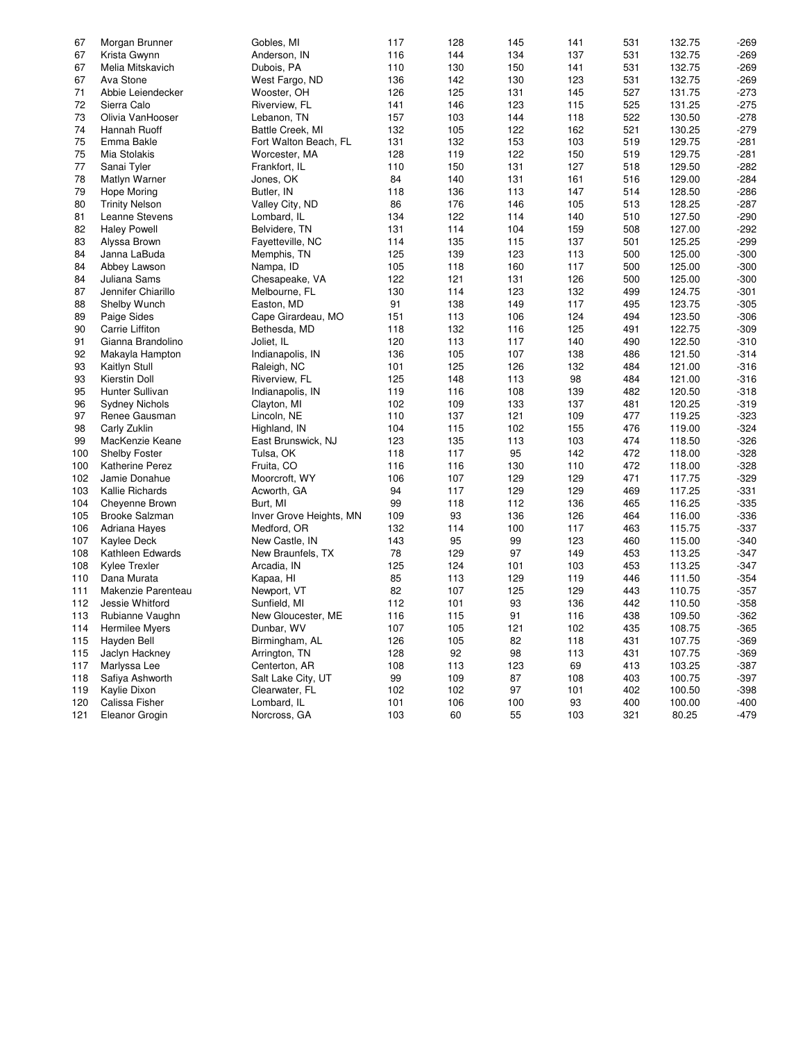| | | | | | | | | | |
|---|---|---|---|---|---|---|---|---|---|
| 67 | Morgan Brunner | Gobles, MI | 117 | 128 | 145 | 141 | 531 | 132.75 | -269 |
| 67 | Krista Gwynn | Anderson, IN | 116 | 144 | 134 | 137 | 531 | 132.75 | -269 |
| 67 | Melia Mitskavich | Dubois, PA | 110 | 130 | 150 | 141 | 531 | 132.75 | -269 |
| 67 | Ava Stone | West Fargo, ND | 136 | 142 | 130 | 123 | 531 | 132.75 | -269 |
| 71 | Abbie Leiendecker | Wooster, OH | 126 | 125 | 131 | 145 | 527 | 131.75 | -273 |
| 72 | Sierra Calo | Riverview, FL | 141 | 146 | 123 | 115 | 525 | 131.25 | -275 |
| 73 | Olivia VanHooser | Lebanon, TN | 157 | 103 | 144 | 118 | 522 | 130.50 | -278 |
| 74 | Hannah Ruoff | Battle Creek, MI | 132 | 105 | 122 | 162 | 521 | 130.25 | -279 |
| 75 | Emma Bakle | Fort Walton Beach, FL | 131 | 132 | 153 | 103 | 519 | 129.75 | -281 |
| 75 | Mia Stolakis | Worcester, MA | 128 | 119 | 122 | 150 | 519 | 129.75 | -281 |
| 77 | Sanai Tyler | Frankfort, IL | 110 | 150 | 131 | 127 | 518 | 129.50 | -282 |
| 78 | Matlyn Warner | Jones, OK | 84 | 140 | 131 | 161 | 516 | 129.00 | -284 |
| 79 | Hope Moring | Butler, IN | 118 | 136 | 113 | 147 | 514 | 128.50 | -286 |
| 80 | Trinity Nelson | Valley City, ND | 86 | 176 | 146 | 105 | 513 | 128.25 | -287 |
| 81 | Leanne Stevens | Lombard, IL | 134 | 122 | 114 | 140 | 510 | 127.50 | -290 |
| 82 | Haley Powell | Belvidere, TN | 131 | 114 | 104 | 159 | 508 | 127.00 | -292 |
| 83 | Alyssa Brown | Fayetteville, NC | 114 | 135 | 115 | 137 | 501 | 125.25 | -299 |
| 84 | Janna LaBuda | Memphis, TN | 125 | 139 | 123 | 113 | 500 | 125.00 | -300 |
| 84 | Abbey Lawson | Nampa, ID | 105 | 118 | 160 | 117 | 500 | 125.00 | -300 |
| 84 | Juliana Sams | Chesapeake, VA | 122 | 121 | 131 | 126 | 500 | 125.00 | -300 |
| 87 | Jennifer Chiarillo | Melbourne, FL | 130 | 114 | 123 | 132 | 499 | 124.75 | -301 |
| 88 | Shelby Wunch | Easton, MD | 91 | 138 | 149 | 117 | 495 | 123.75 | -305 |
| 89 | Paige Sides | Cape Girardeau, MO | 151 | 113 | 106 | 124 | 494 | 123.50 | -306 |
| 90 | Carrie Liffiton | Bethesda, MD | 118 | 132 | 116 | 125 | 491 | 122.75 | -309 |
| 91 | Gianna Brandolino | Joliet, IL | 120 | 113 | 117 | 140 | 490 | 122.50 | -310 |
| 92 | Makayla Hampton | Indianapolis, IN | 136 | 105 | 107 | 138 | 486 | 121.50 | -314 |
| 93 | Kaitlyn Stull | Raleigh, NC | 101 | 125 | 126 | 132 | 484 | 121.00 | -316 |
| 93 | Kierstin Doll | Riverview, FL | 125 | 148 | 113 | 98 | 484 | 121.00 | -316 |
| 95 | Hunter Sullivan | Indianapolis, IN | 119 | 116 | 108 | 139 | 482 | 120.50 | -318 |
| 96 | Sydney Nichols | Clayton, MI | 102 | 109 | 133 | 137 | 481 | 120.25 | -319 |
| 97 | Renee Gausman | Lincoln, NE | 110 | 137 | 121 | 109 | 477 | 119.25 | -323 |
| 98 | Carly Zuklin | Highland, IN | 104 | 115 | 102 | 155 | 476 | 119.00 | -324 |
| 99 | MacKenzie Keane | East Brunswick, NJ | 123 | 135 | 113 | 103 | 474 | 118.50 | -326 |
| 100 | Shelby Foster | Tulsa, OK | 118 | 117 | 95 | 142 | 472 | 118.00 | -328 |
| 100 | Katherine Perez | Fruita, CO | 116 | 116 | 130 | 110 | 472 | 118.00 | -328 |
| 102 | Jamie Donahue | Moorcroft, WY | 106 | 107 | 129 | 129 | 471 | 117.75 | -329 |
| 103 | Kallie Richards | Acworth, GA | 94 | 117 | 129 | 129 | 469 | 117.25 | -331 |
| 104 | Cheyenne Brown | Burt, MI | 99 | 118 | 112 | 136 | 465 | 116.25 | -335 |
| 105 | Brooke Salzman | Inver Grove Heights, MN | 109 | 93 | 136 | 126 | 464 | 116.00 | -336 |
| 106 | Adriana Hayes | Medford, OR | 132 | 114 | 100 | 117 | 463 | 115.75 | -337 |
| 107 | Kaylee Deck | New Castle, IN | 143 | 95 | 99 | 123 | 460 | 115.00 | -340 |
| 108 | Kathleen Edwards | New Braunfels, TX | 78 | 129 | 97 | 149 | 453 | 113.25 | -347 |
| 108 | Kylee Trexler | Arcadia, IN | 125 | 124 | 101 | 103 | 453 | 113.25 | -347 |
| 110 | Dana Murata | Kapaa, HI | 85 | 113 | 129 | 119 | 446 | 111.50 | -354 |
| 111 | Makenzie Parenteau | Newport, VT | 82 | 107 | 125 | 129 | 443 | 110.75 | -357 |
| 112 | Jessie Whitford | Sunfield, MI | 112 | 101 | 93 | 136 | 442 | 110.50 | -358 |
| 113 | Rubianne Vaughn | New Gloucester, ME | 116 | 115 | 91 | 116 | 438 | 109.50 | -362 |
| 114 | Hermilee Myers | Dunbar, WV | 107 | 105 | 121 | 102 | 435 | 108.75 | -365 |
| 115 | Hayden Bell | Birmingham, AL | 126 | 105 | 82 | 118 | 431 | 107.75 | -369 |
| 115 | Jaclyn Hackney | Arrington, TN | 128 | 92 | 98 | 113 | 431 | 107.75 | -369 |
| 117 | Marlyssa Lee | Centerton, AR | 108 | 113 | 123 | 69 | 413 | 103.25 | -387 |
| 118 | Safiya Ashworth | Salt Lake City, UT | 99 | 109 | 87 | 108 | 403 | 100.75 | -397 |
| 119 | Kaylie Dixon | Clearwater, FL | 102 | 102 | 97 | 101 | 402 | 100.50 | -398 |
| 120 | Calissa Fisher | Lombard, IL | 101 | 106 | 100 | 93 | 400 | 100.00 | -400 |
| 121 | Eleanor Grogin | Norcross, GA | 103 | 60 | 55 | 103 | 321 | 80.25 | -479 |